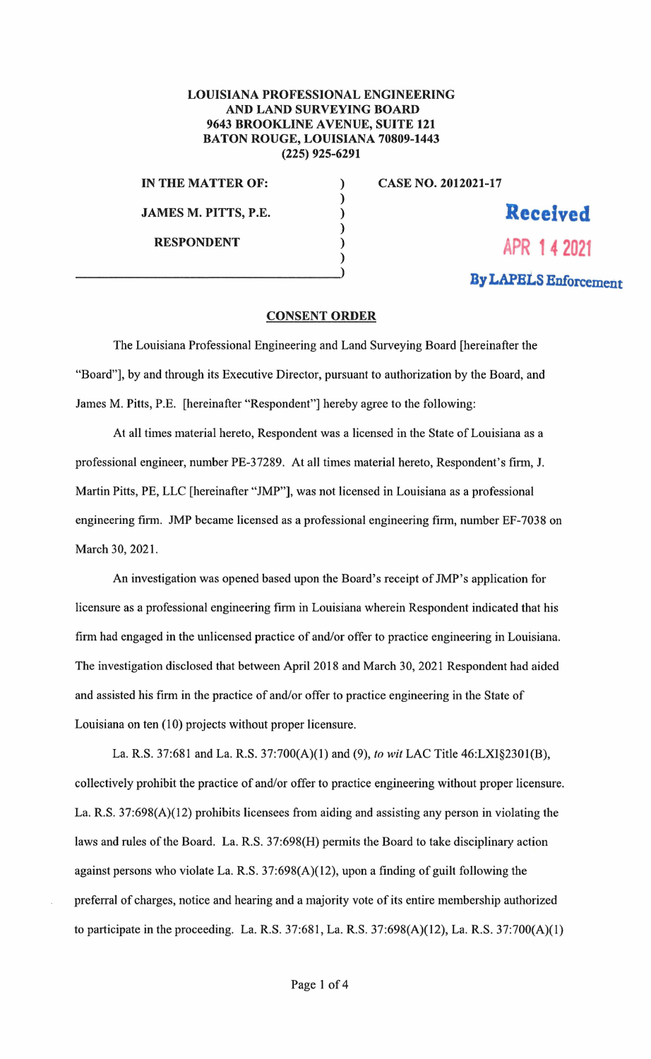**LOUISIANA PROFESSIONAL ENGINEERING AND LAND SURVEYING BOARD**
**9643 BROOKLINE AVENUE, SUITE 121**
**BATON ROUGE, LOUISIANA 70809-1443**
**(225) 925-6291**

**IN THE MATTER OF:** )
) 
**JAMES M. PITTS, P.E.** )
)
**RESPONDENT** )
)
______________________________)

**CASE NO. 2012021-17**

Received
APR 14 2021
By LAPELS Enforcement

## CONSENT ORDER

The Louisiana Professional Engineering and Land Surveying Board [hereinafter the "Board"], by and through its Executive Director, pursuant to authorization by the Board, and James M. Pitts, P.E. [hereinafter "Respondent"] hereby agree to the following:

At all times material hereto, Respondent was a licensed in the State of Louisiana as a professional engineer, number PE-37289. At all times material hereto, Respondent's firm, J. Martin Pitts, PE, LLC [hereinafter "JMP"], was not licensed in Louisiana as a professional engineering firm. JMP became licensed as a professional engineering firm, number EF-7038 on March 30, 2021.

An investigation was opened based upon the Board's receipt of JMP's application for licensure as a professional engineering firm in Louisiana wherein Respondent indicated that his firm had engaged in the unlicensed practice of and/or offer to practice engineering in Louisiana. The investigation disclosed that between April 2018 and March 30, 2021 Respondent had aided and assisted his firm in the practice of and/or offer to practice engineering in the State of Louisiana on ten (10) projects without proper licensure.

La. R.S. 37:681 and La. R.S. 37:700(A)(1) and (9), *to wit* LAC Title 46:LXI§2301(B), collectively prohibit the practice of and/or offer to practice engineering without proper licensure. La. R.S. 37:698(A)(12) prohibits licensees from aiding and assisting any person in violating the laws and rules of the Board. La. R.S. 37:698(H) permits the Board to take disciplinary action against persons who violate La. R.S. 37:698(A)(12), upon a finding of guilt following the preferral of charges, notice and hearing and a majority vote of its entire membership authorized to participate in the proceeding. La. R.S. 37:681, La. R.S. 37:698(A)(12), La. R.S. 37:700(A)(1)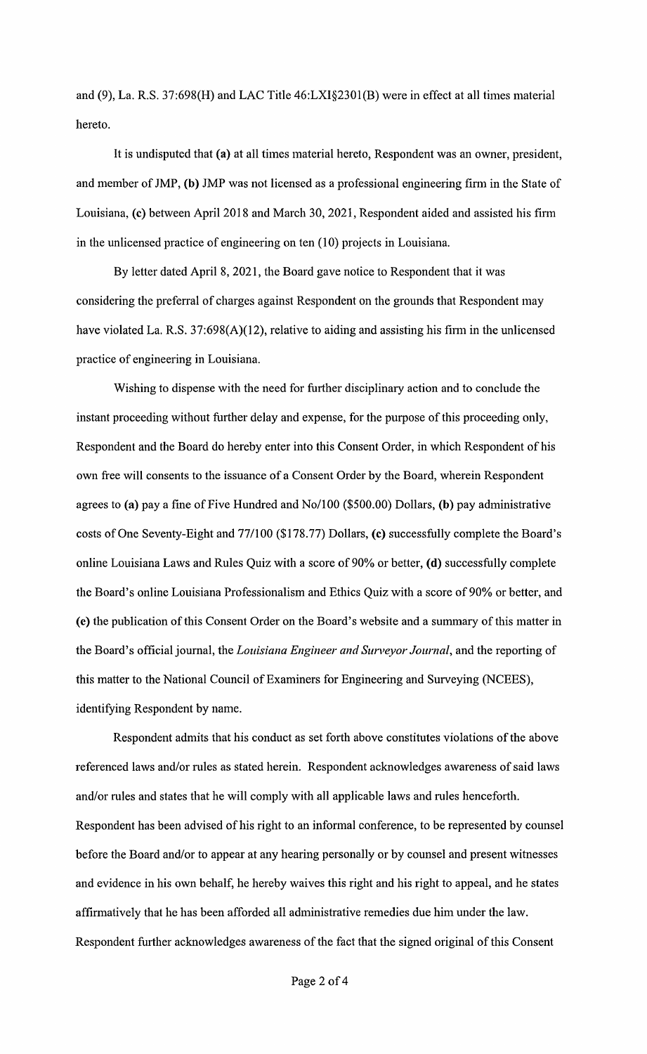and (9), La. R.S. 37:698(H) and LAC Title 46:LXI§2301(B) were in effect at all times material hereto.

It is undisputed that **(a)** at all times material hereto, Respondent was an owner, president, and member of JMP, **(b)** JMP was not licensed as a professional engineering firm in the State of Louisiana, **(c)** between April 2018 and March 30, 2021, Respondent aided and assisted his firm in the unlicensed practice of engineering on ten (10) projects in Louisiana.

By letter dated April 8, 2021, the Board gave notice to Respondent that it was considering the preferral of charges against Respondent on the grounds that Respondent may have violated La. R.S. 37:698(A)(12), relative to aiding and assisting his firm in the unlicensed practice of engineering in Louisiana.

Wishing to dispense with the need for further disciplinary action and to conclude the instant proceeding without further delay and expense, for the purpose of this proceeding only, Respondent and the Board do hereby enter into this Consent Order, in which Respondent of his own free will consents to the issuance of a Consent Order by the Board, wherein Respondent agrees to **(a)** pay a fine of Five Hundred and No/100 ($500.00) Dollars, **(b)** pay administrative costs of One Seventy-Eight and 77/100 ($178.77) Dollars, **(c)** successfully complete the Board's online Louisiana Laws and Rules Quiz with a score of 90% or better, **(d)** successfully complete the Board's online Louisiana Professionalism and Ethics Quiz with a score of 90% or better, and **(e)** the publication of this Consent Order on the Board's website and a summary of this matter in the Board's official journal, the *Louisiana Engineer and Surveyor Journal*, and the reporting of this matter to the National Council of Examiners for Engineering and Surveying (NCEES), identifying Respondent by name.

Respondent admits that his conduct as set forth above constitutes violations of the above referenced laws and/or rules as stated herein. Respondent acknowledges awareness of said laws and/or rules and states that he will comply with all applicable laws and rules henceforth. Respondent has been advised of his right to an informal conference, to be represented by counsel before the Board and/or to appear at any hearing personally or by counsel and present witnesses and evidence in his own behalf, he hereby waives this right and his right to appeal, and he states affirmatively that he has been afforded all administrative remedies due him under the law. Respondent further acknowledges awareness of the fact that the signed original of this Consent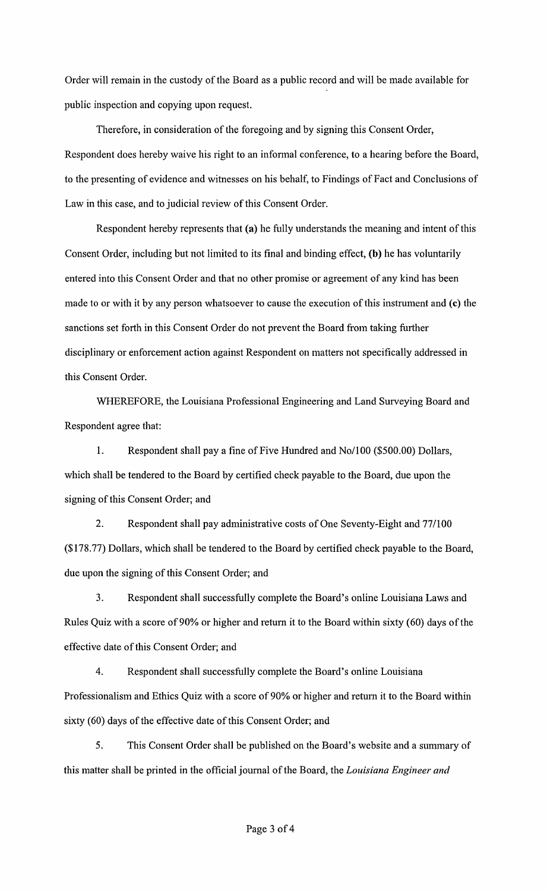Order will remain in the custody of the Board as a public record and will be made available for public inspection and copying upon request.

Therefore, in consideration of the foregoing and by signing this Consent Order, Respondent does hereby waive his right to an informal conference, to a hearing before the Board, to the presenting of evidence and witnesses on his behalf, to Findings of Fact and Conclusions of Law in this case, and to judicial review of this Consent Order.

Respondent hereby represents that **(a)** he fully understands the meaning and intent of this Consent Order, including but not limited to its final and binding effect, **(b)** he has voluntarily entered into this Consent Order and that no other promise or agreement of any kind has been made to or with it by any person whatsoever to cause the execution of this instrument and **(c)** the sanctions set forth in this Consent Order do not prevent the Board from taking further disciplinary or enforcement action against Respondent on matters not specifically addressed in this Consent Order.

WHEREFORE, the Louisiana Professional Engineering and Land Surveying Board and Respondent agree that:

1. Respondent shall pay a fine of Five Hundred and No/100 ($500.00) Dollars, which shall be tendered to the Board by certified check payable to the Board, due upon the signing of this Consent Order; and

2. Respondent shall pay administrative costs of One Seventy-Eight and 77/100 ($178.77) Dollars, which shall be tendered to the Board by certified check payable to the Board, due upon the signing of this Consent Order; and

3. Respondent shall successfully complete the Board's online Louisiana Laws and Rules Quiz with a score of 90% or higher and return it to the Board within sixty (60) days of the effective date of this Consent Order; and

4. Respondent shall successfully complete the Board's online Louisiana Professionalism and Ethics Quiz with a score of 90% or higher and return it to the Board within sixty (60) days of the effective date of this Consent Order; and

5. This Consent Order shall be published on the Board's website and a summary of this matter shall be printed in the official journal of the Board, the *Louisiana Engineer and*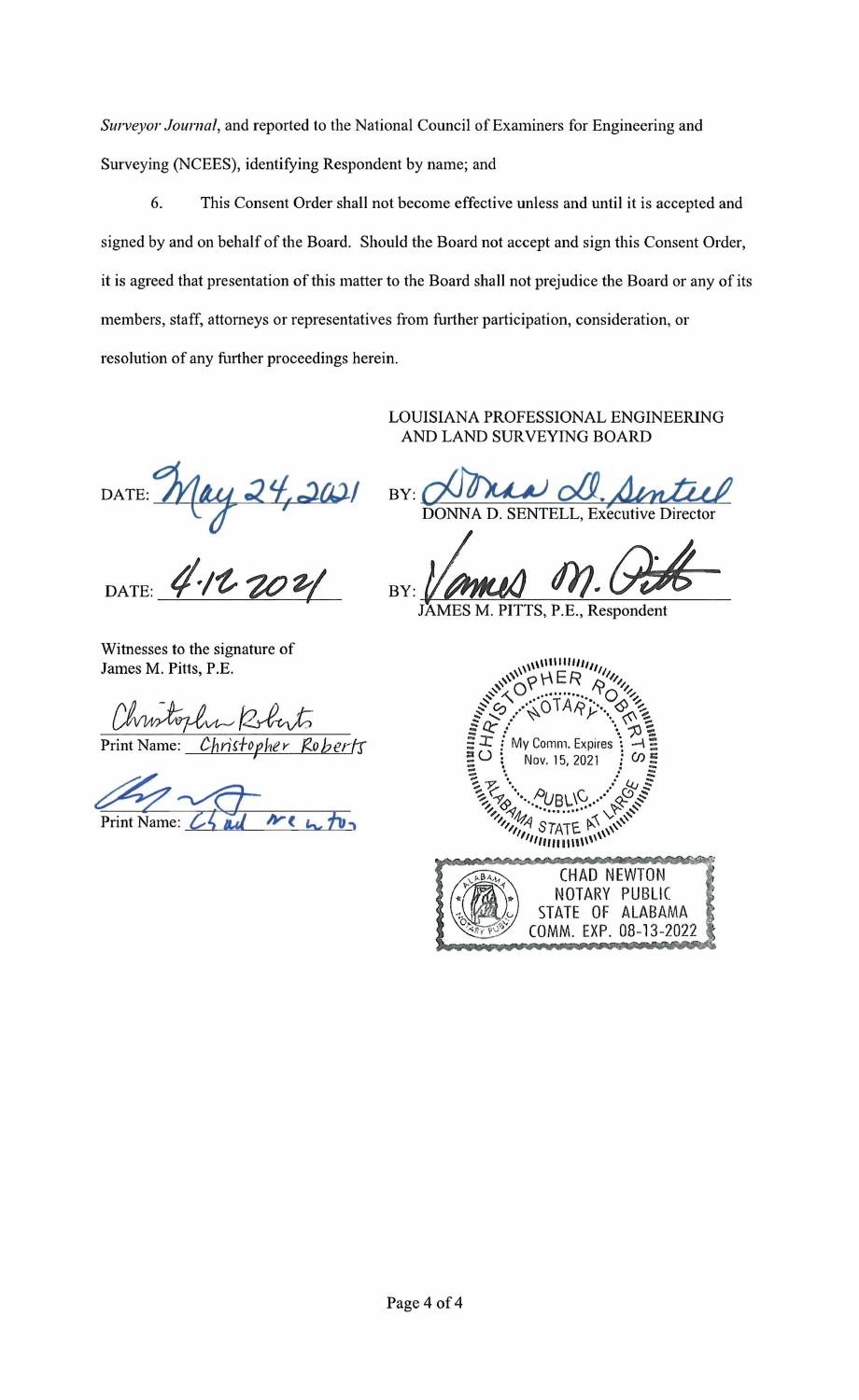*Surveyor Journal*, and reported to the National Council of Examiners for Engineering and Surveying (NCEES), identifying Respondent by name; and

6. This Consent Order shall not become effective unless and until it is accepted and signed by and on behalf of the Board. Should the Board not accept and sign this Consent Order, it is agreed that presentation of this matter to the Board shall not prejudice the Board or any of its members, staff, attorneys or representatives from further participation, consideration, or resolution of any further proceedings herein.

LOUISIANA PROFESSIONAL ENGINEERING AND LAND SURVEYING BOARD

DATE: May 24, 2021

BY: Donna D. Sentell
DONNA D. SENTELL, Executive Director

DATE: 4.12.2021

BY: James M. Pitts
JAMES M. PITTS, P.E., Respondent

Witnesses to the signature of James M. Pitts, P.E.

Christopher Roberts
Print Name: Christopher Roberts

Chad Newton
Print Name: Chad Newton

CHRISTOPHER ROBERTS
NOTARY PUBLIC
My Comm. Expires Nov. 15, 2021
ALABAMA STATE AT LARGE

CHAD NEWTON
NOTARY PUBLIC
STATE OF ALABAMA
COMM. EXP. 08-13-2022